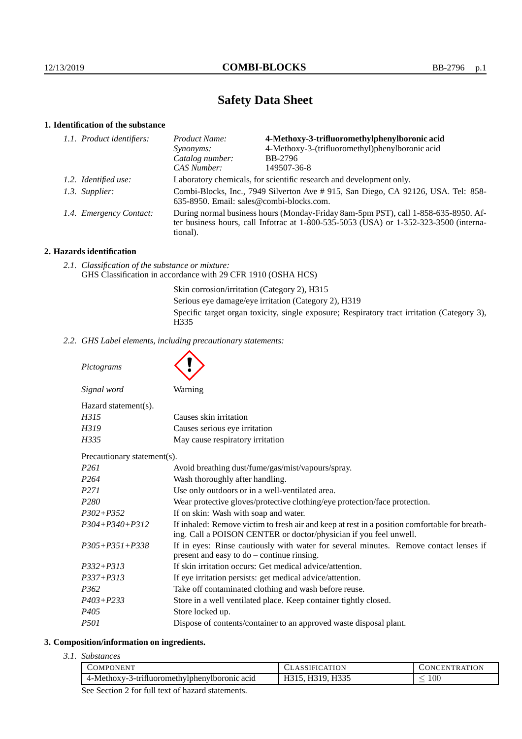# Safety Data Sheet

## 1. Identification of the substance

*1.1. Product identifiers:*

| | |
|---|---|
| *Product Name:* | **4-Methoxy-3-trifluoromethylphenylboronic acid** |
| *Synonyms:* | 4-Methoxy-3-(trifluoromethyl)phenylboronic acid |
| *Catalog number:* | BB-2796 |
| *CAS Number:* | 149507-36-8 |

*1.2. Identified use:* Laboratory chemicals, for scientific research and development only.

*1.3. Supplier:* Combi-Blocks, Inc., 7949 Silverton Ave # 915, San Diego, CA 92126, USA. Tel: 858-635-8950. Email: sales@combi-blocks.com.

*1.4. Emergency Contact:* During normal business hours (Monday-Friday 8am-5pm PST), call 1-858-635-8950. After business hours, call Infotrac at 1-800-535-5053 (USA) or 1-352-323-3500 (international).

## 2. Hazards identification

*2.1. Classification of the substance or mixture:*
GHS Classification in accordance with 29 CFR 1910 (OSHA HCS)

Skin corrosion/irritation (Category 2), H315
Serious eye damage/eye irritation (Category 2), H319
Specific target organ toxicity, single exposure; Respiratory tract irritation (Category 3), H335

*2.2. GHS Label elements, including precautionary statements:*

*Pictograms*

*Signal word* Warning

Hazard statement(s).

| | |
|---|---|
| *H315* | Causes skin irritation |
| *H319* | Causes serious eye irritation |
| *H335* | May cause respiratory irritation |

Precautionary statement(s).

| | |
|---|---|
| *P261* | Avoid breathing dust/fume/gas/mist/vapours/spray. |
| *P264* | Wash thoroughly after handling. |
| *P271* | Use only outdoors or in a well-ventilated area. |
| *P280* | Wear protective gloves/protective clothing/eye protection/face protection. |
| *P302+P352* | If on skin: Wash with soap and water. |
| *P304+P340+P312* | If inhaled: Remove victim to fresh air and keep at rest in a position comfortable for breathing. Call a POISON CENTER or doctor/physician if you feel unwell. |
| *P305+P351+P338* | If in eyes: Rinse cautiously with water for several minutes. Remove contact lenses if present and easy to do – continue rinsing. |
| *P332+P313* | If skin irritation occurs: Get medical advice/attention. |
| *P337+P313* | If eye irritation persists: get medical advice/attention. |
| *P362* | Take off contaminated clothing and wash before reuse. |
| *P403+P233* | Store in a well ventilated place. Keep container tightly closed. |
| *P405* | Store locked up. |
| *P501* | Dispose of contents/container to an approved waste disposal plant. |

## 3. Composition/information on ingredients.

*3.1. Substances*

| Component | Classification | Concentration |
|---|---|---|
| 4-Methoxy-3-trifluoromethylphenylboronic acid | H315, H319, H335 | $\leq 100$ |

See Section 2 for full text of hazard statements.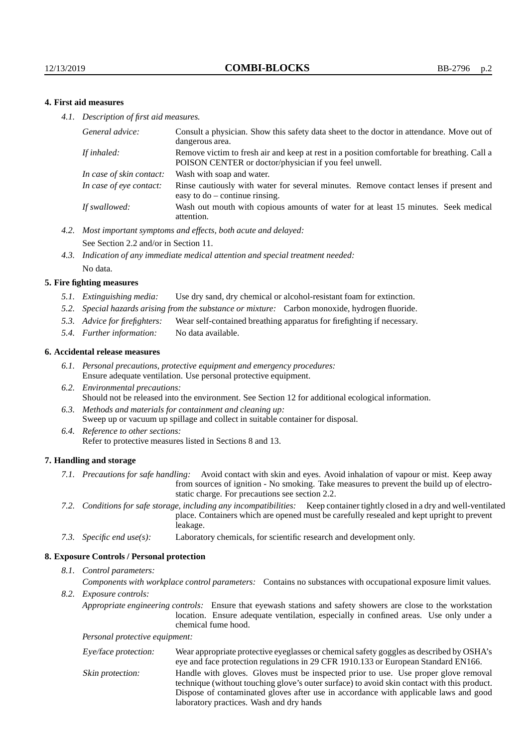## 4. First aid measures

*4.1. Description of first aid measures.*

| | |
|---|---|
| *General advice:* | Consult a physician. Show this safety data sheet to the doctor in attendance. Move out of dangerous area. |
| *If inhaled:* | Remove victim to fresh air and keep at rest in a position comfortable for breathing. Call a POISON CENTER or doctor/physician if you feel unwell. |
| *In case of skin contact:* | Wash with soap and water. |
| *In case of eye contact:* | Rinse cautiously with water for several minutes. Remove contact lenses if present and easy to do – continue rinsing. |
| *If swallowed:* | Wash out mouth with copious amounts of water for at least 15 minutes. Seek medical attention. |

*4.2. Most important symptoms and effects, both acute and delayed:*
See Section 2.2 and/or in Section 11.

*4.3. Indication of any immediate medical attention and special treatment needed:*
No data.

## 5. Fire fighting measures

*5.1. Extinguishing media:* Use dry sand, dry chemical or alcohol-resistant foam for extinction.

*5.2. Special hazards arising from the substance or mixture:* Carbon monoxide, hydrogen fluoride.

*5.3. Advice for firefighters:* Wear self-contained breathing apparatus for firefighting if necessary.

*5.4. Further information:* No data available.

## 6. Accidental release measures

*6.1. Personal precautions, protective equipment and emergency procedures:*
Ensure adequate ventilation. Use personal protective equipment.

*6.2. Environmental precautions:*
Should not be released into the environment. See Section 12 for additional ecological information.

*6.3. Methods and materials for containment and cleaning up:*
Sweep up or vacuum up spillage and collect in suitable container for disposal.

*6.4. Reference to other sections:*
Refer to protective measures listed in Sections 8 and 13.

## 7. Handling and storage

*7.1. Precautions for safe handling:* Avoid contact with skin and eyes. Avoid inhalation of vapour or mist. Keep away from sources of ignition - No smoking. Take measures to prevent the build up of electrostatic charge. For precautions see section 2.2.

*7.2. Conditions for safe storage, including any incompatibilities:* Keep container tightly closed in a dry and well-ventilated place. Containers which are opened must be carefully resealed and kept upright to prevent leakage.

*7.3. Specific end use(s):* Laboratory chemicals, for scientific research and development only.

## 8. Exposure Controls / Personal protection

*8.1. Control parameters:*

*Components with workplace control parameters:* Contains no substances with occupational exposure limit values.

*8.2. Exposure controls:*

*Appropriate engineering controls:* Ensure that eyewash stations and safety showers are close to the workstation location. Ensure adequate ventilation, especially in confined areas. Use only under a chemical fume hood.

*Personal protective equipment:*

| | |
|---|---|
| *Eye/face protection:* | Wear appropriate protective eyeglasses or chemical safety goggles as described by OSHA's eye and face protection regulations in 29 CFR 1910.133 or European Standard EN166. |
| *Skin protection:* | Handle with gloves. Gloves must be inspected prior to use. Use proper glove removal technique (without touching glove's outer surface) to avoid skin contact with this product. Dispose of contaminated gloves after use in accordance with applicable laws and good laboratory practices. Wash and dry hands |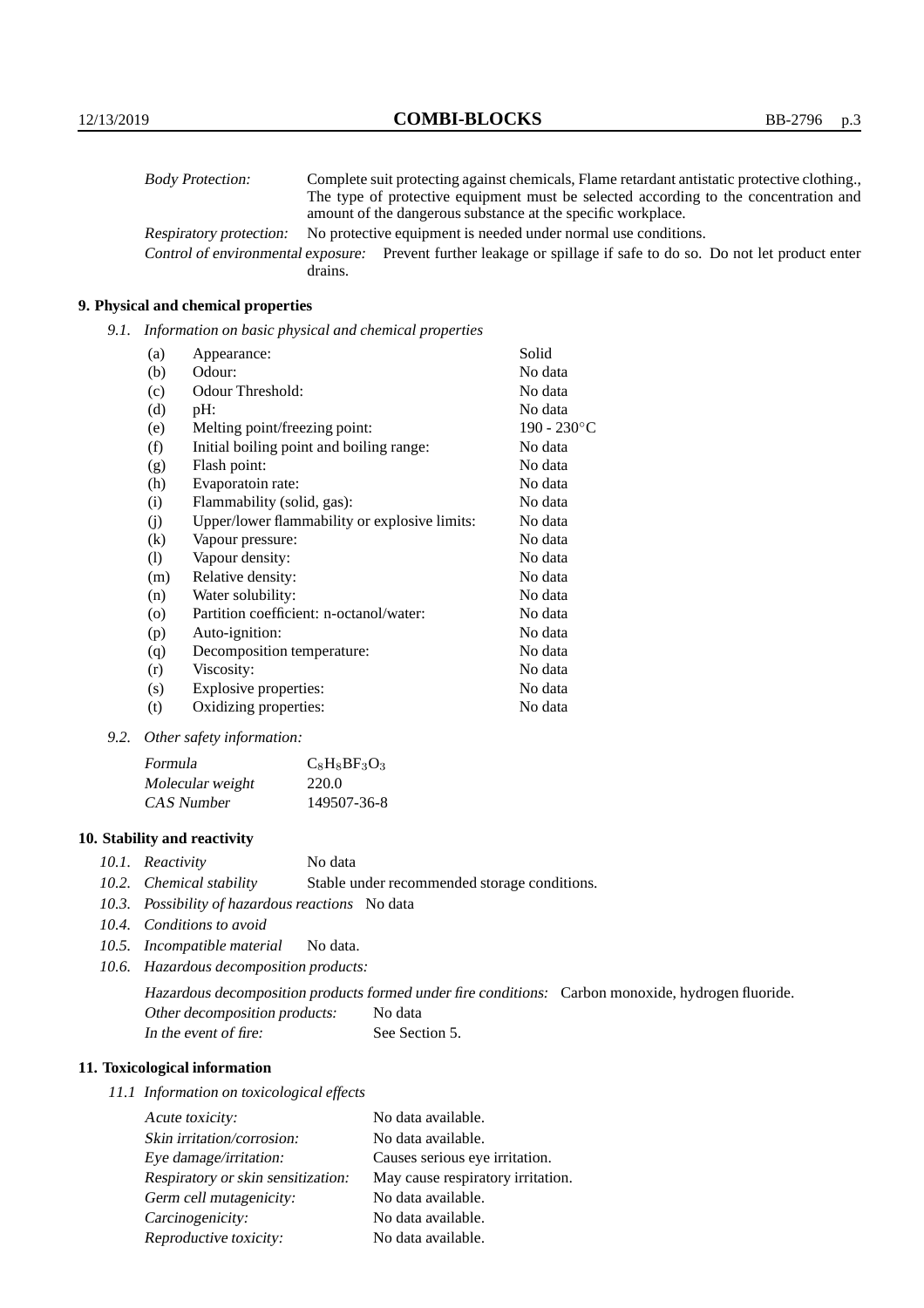| | |
|---|---|
| *Body Protection:* | Complete suit protecting against chemicals, Flame retardant antistatic protective clothing., The type of protective equipment must be selected according to the concentration and amount of the dangerous substance at the specific workplace. |
| *Respiratory protection:* | No protective equipment is needed under normal use conditions. |
| *Control of environmental exposure:* | Prevent further leakage or spillage if safe to do so. Do not let product enter drains. |

## 9. Physical and chemical properties

*9.1. Information on basic physical and chemical properties*

| | | |
|---|---|---|
| (a) | Appearance: | Solid |
| (b) | Odour: | No data |
| (c) | Odour Threshold: | No data |
| (d) | pH: | No data |
| (e) | Melting point/freezing point: | 190 - 230°C |
| (f) | Initial boiling point and boiling range: | No data |
| (g) | Flash point: | No data |
| (h) | Evaporatoin rate: | No data |
| (i) | Flammability (solid, gas): | No data |
| (j) | Upper/lower flammability or explosive limits: | No data |
| (k) | Vapour pressure: | No data |
| (l) | Vapour density: | No data |
| (m) | Relative density: | No data |
| (n) | Water solubility: | No data |
| (o) | Partition coefficient: n-octanol/water: | No data |
| (p) | Auto-ignition: | No data |
| (q) | Decomposition temperature: | No data |
| (r) | Viscosity: | No data |
| (s) | Explosive properties: | No data |
| (t) | Oxidizing properties: | No data |

*9.2. Other safety information:*

| | |
|---|---|
| *Formula* | $C_8H_8BF_3O_3$ |
| *Molecular weight* | 220.0 |
| *CAS Number* | 149507-36-8 |

## 10. Stability and reactivity

*10.1. Reactivity* No data

*10.2. Chemical stability* Stable under recommended storage conditions.

*10.3. Possibility of hazardous reactions* No data

*10.4. Conditions to avoid*

*10.5. Incompatible material* No data.

*10.6. Hazardous decomposition products:*

*Hazardous decomposition products formed under fire conditions:* Carbon monoxide, hydrogen fluoride.

*Other decomposition products:* No data

*In the event of fire:* See Section 5.

## 11. Toxicological information

*11.1 Information on toxicological effects*

| | |
|---|---|
| *Acute toxicity:* | No data available. |
| *Skin irritation/corrosion:* | No data available. |
| *Eye damage/irritation:* | Causes serious eye irritation. |
| *Respiratory or skin sensitization:* | May cause respiratory irritation. |
| *Germ cell mutagenicity:* | No data available. |
| *Carcinogenicity:* | No data available. |
| *Reproductive toxicity:* | No data available. |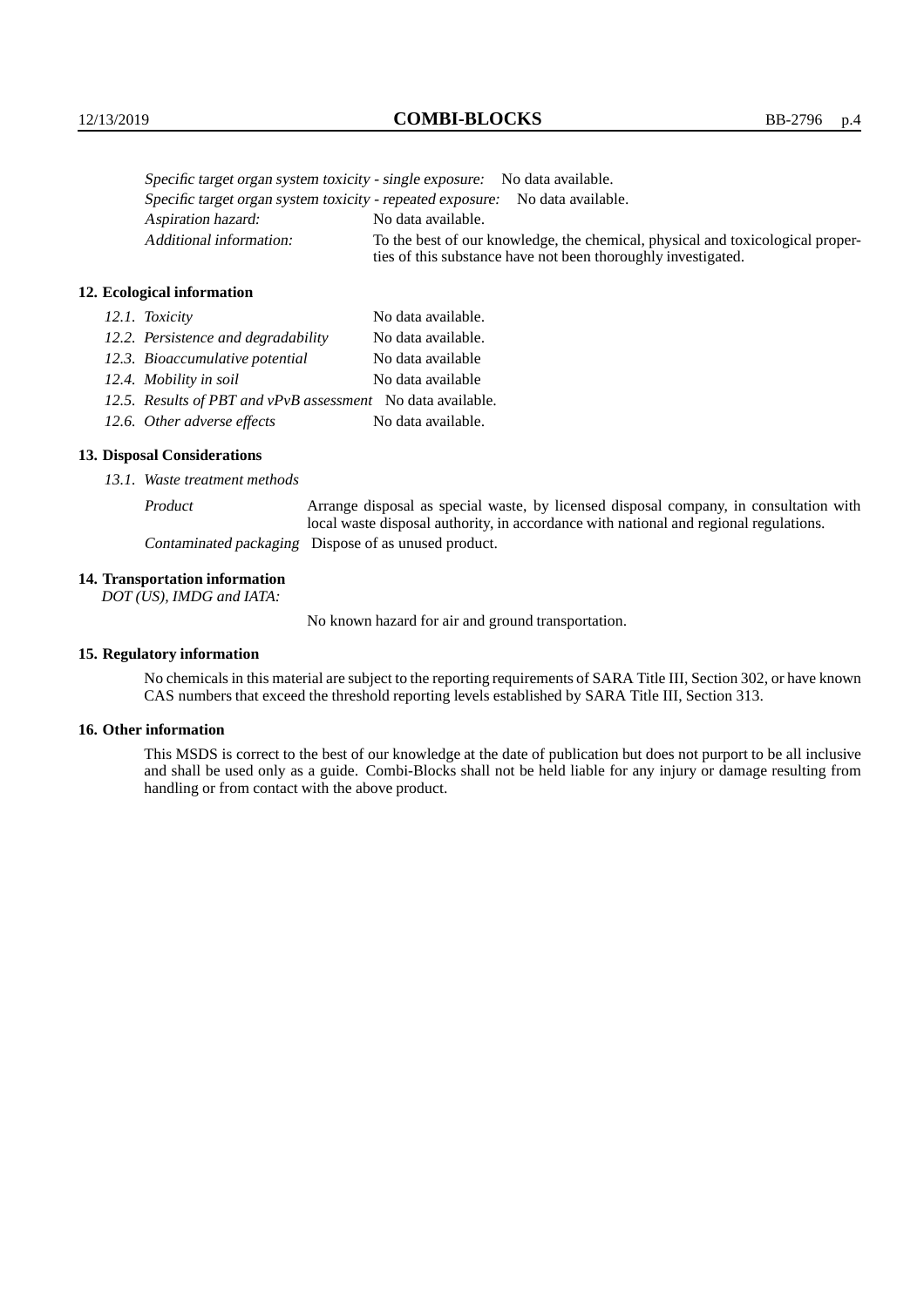*Specific target organ system toxicity - single exposure:* No data available.

*Specific target organ system toxicity - repeated exposure:* No data available.

*Aspiration hazard:* No data available.

*Additional information:* To the best of our knowledge, the chemical, physical and toxicological properties of this substance have not been thoroughly investigated.

### 12. Ecological information

| | |
|---|---|
| *12.1. Toxicity* | No data available. |
| *12.2. Persistence and degradability* | No data available. |
| *12.3. Bioaccumulative potential* | No data available |
| *12.4. Mobility in soil* | No data available |
| *12.5. Results of PBT and vPvB assessment* | No data available. |
| *12.6. Other adverse effects* | No data available. |

### 13. Disposal Considerations

*13.1. Waste treatment methods*

*Product* Arrange disposal as special waste, by licensed disposal company, in consultation with local waste disposal authority, in accordance with national and regional regulations.

*Contaminated packaging* Dispose of as unused product.

### 14. Transportation information

*DOT (US), IMDG and IATA:*

No known hazard for air and ground transportation.

### 15. Regulatory information

No chemicals in this material are subject to the reporting requirements of SARA Title III, Section 302, or have known CAS numbers that exceed the threshold reporting levels established by SARA Title III, Section 313.

### 16. Other information

This MSDS is correct to the best of our knowledge at the date of publication but does not purport to be all inclusive and shall be used only as a guide. Combi-Blocks shall not be held liable for any injury or damage resulting from handling or from contact with the above product.